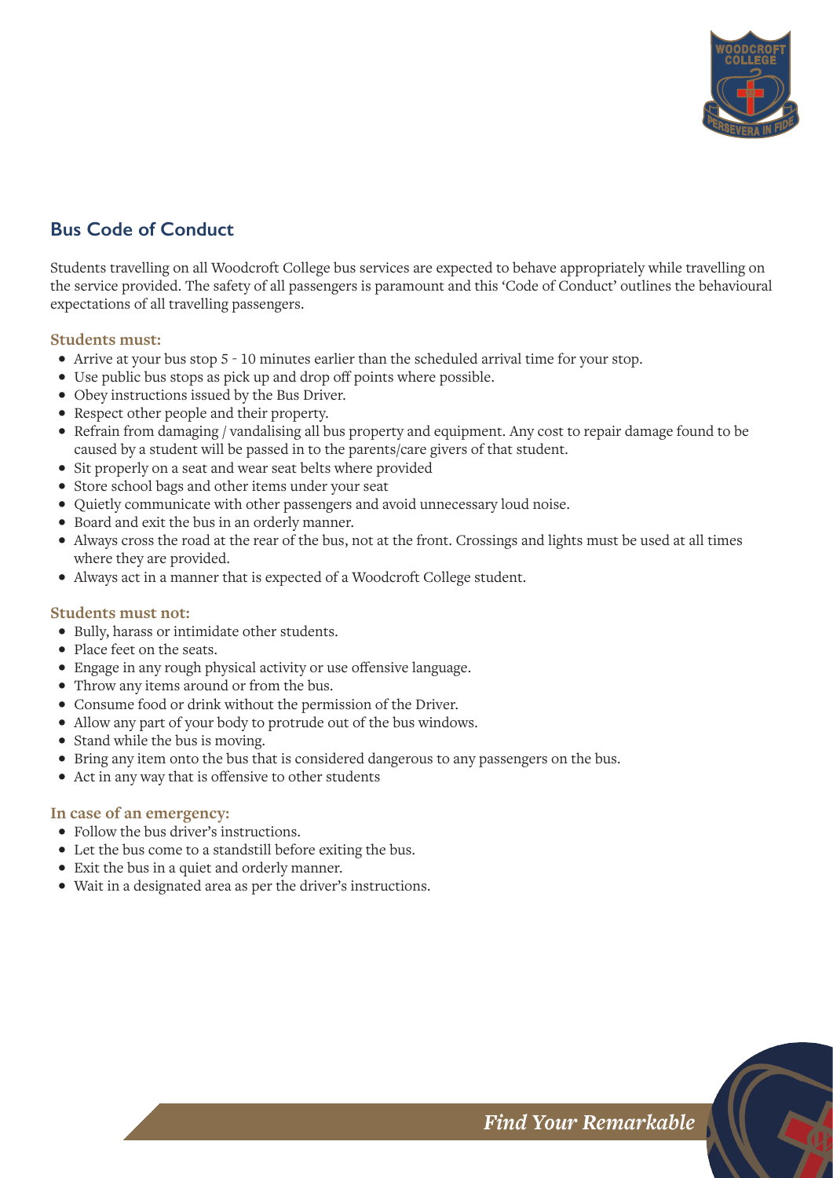## Bus Code of Conduct

Students travelling on all Woodcroft College bus services are expected to behave appropriately while travelling on the service provided. The safety of all passengers is paramount and this 'Code of Conduct' outlines the behavioural expectations of all travelling passengers.

### Students must:

- Arrive at your bus stop 5 - 10 minutes earlier than the scheduled arrival time for your stop.
- Use public bus stops as pick up and drop off points where possible.
- Obey instructions issued by the Bus Driver.
- Respect other people and their property.
- Refrain from damaging / vandalising all bus property and equipment. Any cost to repair damage found to be caused by a student will be passed in to the parents/care givers of that student.
- Sit properly on a seat and wear seat belts where provided
- Store school bags and other items under your seat
- Quietly communicate with other passengers and avoid unnecessary loud noise.
- Board and exit the bus in an orderly manner.
- Always cross the road at the rear of the bus, not at the front. Crossings and lights must be used at all times where they are provided.
- Always act in a manner that is expected of a Woodcroft College student.

### Students must not:

- Bully, harass or intimidate other students.
- Place feet on the seats.
- Engage in any rough physical activity or use offensive language.
- Throw any items around or from the bus.
- Consume food or drink without the permission of the Driver.
- Allow any part of your body to protrude out of the bus windows.
- Stand while the bus is moving.
- Bring any item onto the bus that is considered dangerous to any passengers on the bus.
- Act in any way that is offensive to other students

### In case of an emergency:

- Follow the bus driver's instructions.
- Let the bus come to a standstill before exiting the bus.
- Exit the bus in a quiet and orderly manner.
- Wait in a designated area as per the driver's instructions.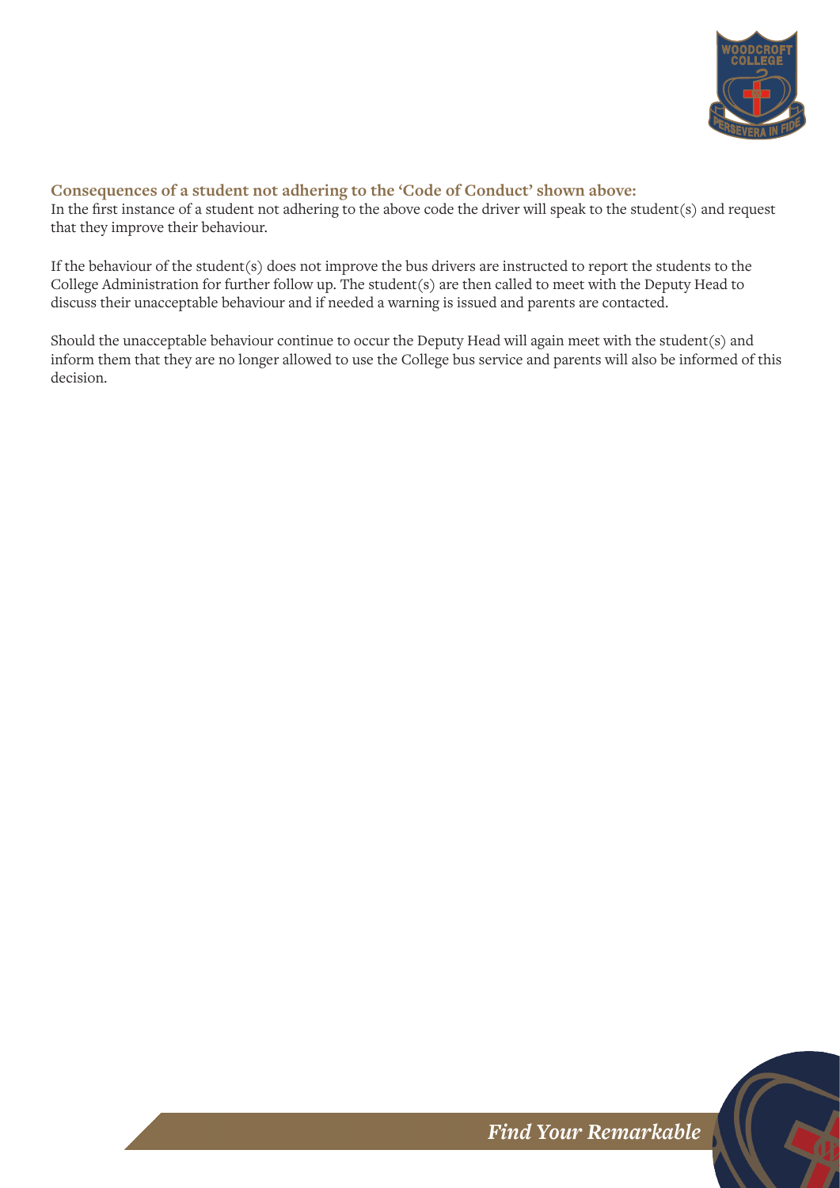### Consequences of a student not adhering to the 'Code of Conduct' shown above:

In the first instance of a student not adhering to the above code the driver will speak to the student(s) and request that they improve their behaviour.

If the behaviour of the student(s) does not improve the bus drivers are instructed to report the students to the College Administration for further follow up. The student(s) are then called to meet with the Deputy Head to discuss their unacceptable behaviour and if needed a warning is issued and parents are contacted.

Should the unacceptable behaviour continue to occur the Deputy Head will again meet with the student(s) and inform them that they are no longer allowed to use the College bus service and parents will also be informed of this decision.